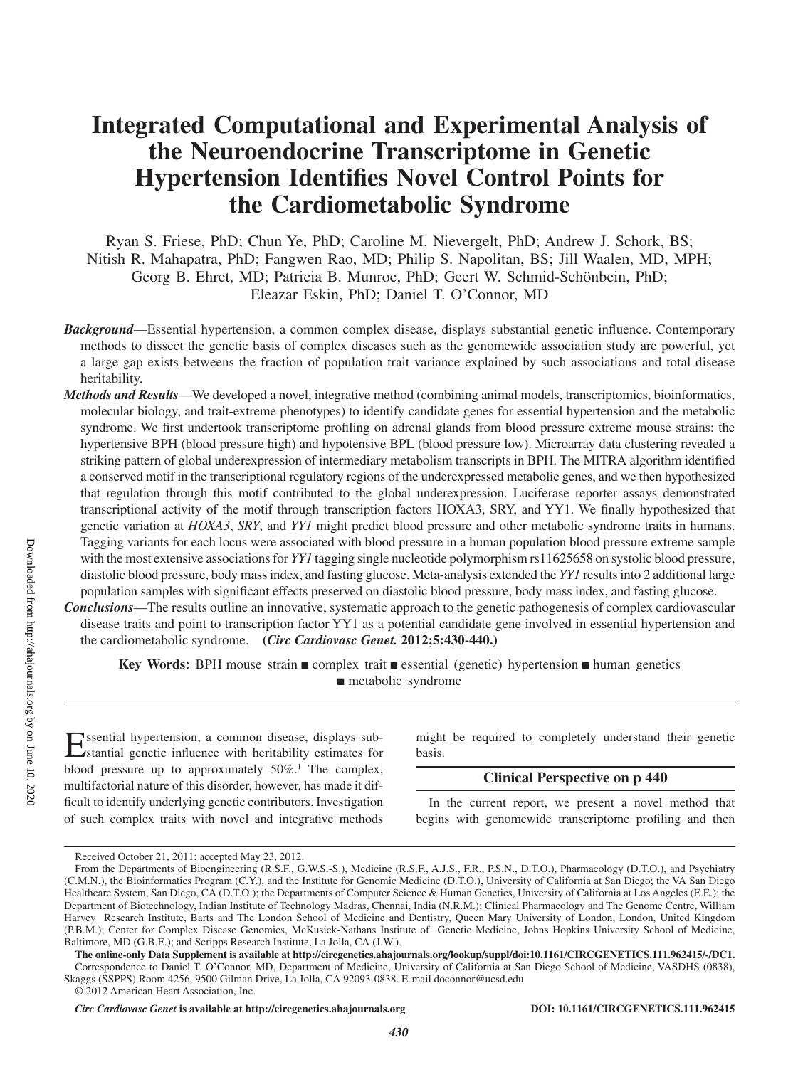# Integrated Computational and Experimental Analysis of the Neuroendocrine Transcriptome in Genetic Hypertension Identifies Novel Control Points for the Cardiometabolic Syndrome

Ryan S. Friese, PhD; Chun Ye, PhD; Caroline M. Nievergelt, PhD; Andrew J. Schork, BS; Nitish R. Mahapatra, PhD; Fangwen Rao, MD; Philip S. Napolitan, BS; Jill Waalen, MD, MPH; Georg B. Ehret, MD; Patricia B. Munroe, PhD; Geert W. Schmid-Schönbein, PhD; Eleazar Eskin, PhD; Daniel T. O'Connor, MD

***Background***—Essential hypertension, a common complex disease, displays substantial genetic influence. Contemporary methods to dissect the genetic basis of complex diseases such as the genomewide association study are powerful, yet a large gap exists betweens the fraction of population trait variance explained by such associations and total disease heritability.

***Methods and Results***—We developed a novel, integrative method (combining animal models, transcriptomics, bioinformatics, molecular biology, and trait-extreme phenotypes) to identify candidate genes for essential hypertension and the metabolic syndrome. We first undertook transcriptome profiling on adrenal glands from blood pressure extreme mouse strains: the hypertensive BPH (blood pressure high) and hypotensive BPL (blood pressure low). Microarray data clustering revealed a striking pattern of global underexpression of intermediary metabolism transcripts in BPH. The MITRA algorithm identified a conserved motif in the transcriptional regulatory regions of the underexpressed metabolic genes, and we then hypothesized that regulation through this motif contributed to the global underexpression. Luciferase reporter assays demonstrated transcriptional activity of the motif through transcription factors HOXA3, SRY, and YY1. We finally hypothesized that genetic variation at *HOXA3*, *SRY*, and *YY1* might predict blood pressure and other metabolic syndrome traits in humans. Tagging variants for each locus were associated with blood pressure in a human population blood pressure extreme sample with the most extensive associations for *YY1* tagging single nucleotide polymorphism rs11625658 on systolic blood pressure, diastolic blood pressure, body mass index, and fasting glucose. Meta-analysis extended the *YY1* results into 2 additional large population samples with significant effects preserved on diastolic blood pressure, body mass index, and fasting glucose.

***Conclusions***—The results outline an innovative, systematic approach to the genetic pathogenesis of complex cardiovascular disease traits and point to transcription factor YY1 as a potential candidate gene involved in essential hypertension and the cardiometabolic syndrome. **(*Circ Cardiovasc Genet.* 2012;5:430-440.)**

**Key Words:** BPH mouse strain ■ complex trait ■ essential (genetic) hypertension ■ human genetics ■ metabolic syndrome

Essential hypertension, a common disease, displays substantial genetic influence with heritability estimates for blood pressure up to approximately 50%.[1] The complex, multifactorial nature of this disorder, however, has made it difficult to identify underlying genetic contributors. Investigation of such complex traits with novel and integrative methods might be required to completely understand their genetic basis.

**Clinical Perspective on p 440**

In the current report, we present a novel method that begins with genomewide transcriptome profiling and then

Received October 21, 2011; accepted May 23, 2012.

From the Departments of Bioengineering (R.S.F., G.W.S.-S.), Medicine (R.S.F., A.J.S., F.R., P.S.N., D.T.O.), Pharmacology (D.T.O.), and Psychiatry (C.M.N.), the Bioinformatics Program (C.Y.), and the Institute for Genomic Medicine (D.T.O.), University of California at San Diego; the VA San Diego Healthcare System, San Diego, CA (D.T.O.); the Departments of Computer Science & Human Genetics, University of California at Los Angeles (E.E.); the Department of Biotechnology, Indian Institute of Technology Madras, Chennai, India (N.R.M.); Clinical Pharmacology and The Genome Centre, William Harvey Research Institute, Barts and The London School of Medicine and Dentistry, Queen Mary University of London, London, United Kingdom (P.B.M.); Center for Complex Disease Genomics, McKusick-Nathans Institute of Genetic Medicine, Johns Hopkins University School of Medicine, Baltimore, MD (G.B.E.); and Scripps Research Institute, La Jolla, CA (J.W.).

**The online-only Data Supplement is available at http://circgenetics.ahajournals.org/lookup/suppl/doi:10.1161/CIRCGENETICS.111.962415/-/DC1.**

Correspondence to Daniel T. O'Connor, MD, Department of Medicine, University of California at San Diego School of Medicine, VASDHS (0838), Skaggs (SSPPS) Room 4256, 9500 Gilman Drive, La Jolla, CA 92093-0838. E-mail doconnor@ucsd.edu

© 2012 American Heart Association, Inc.

*Circ Cardiovasc Genet* **is available at http://circgenetics.ahajournals.org** **DOI: 10.1161/CIRCGENETICS.111.962415**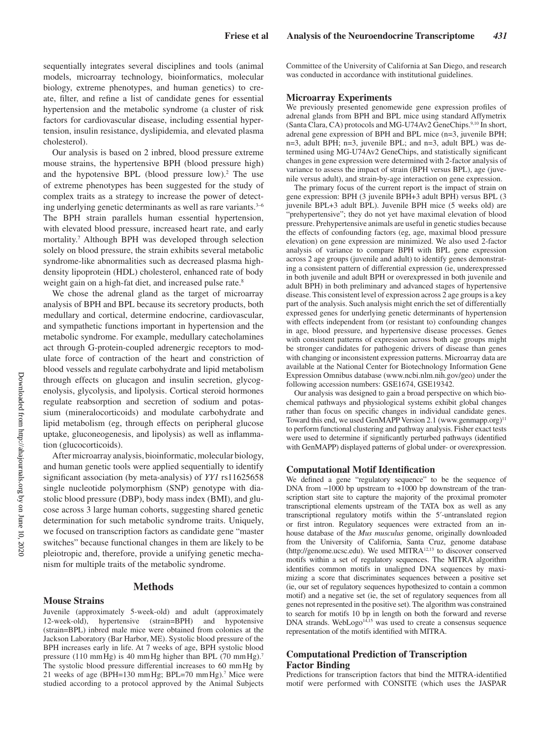sequentially integrates several disciplines and tools (animal models, microarray technology, bioinformatics, molecular biology, extreme phenotypes, and human genetics) to create, filter, and refine a list of candidate genes for essential hypertension and the metabolic syndrome (a cluster of risk factors for cardiovascular disease, including essential hypertension, insulin resistance, dyslipidemia, and elevated plasma cholesterol).

Our analysis is based on 2 inbred, blood pressure extreme mouse strains, the hypertensive BPH (blood pressure high) and the hypotensive BPL (blood pressure low).[2] The use of extreme phenotypes has been suggested for the study of complex traits as a strategy to increase the power of detecting underlying genetic determinants as well as rare variants.[3–6] The BPH strain parallels human essential hypertension, with elevated blood pressure, increased heart rate, and early mortality.[7] Although BPH was developed through selection solely on blood pressure, the strain exhibits several metabolic syndrome-like abnormalities such as decreased plasma high-density lipoprotein (HDL) cholesterol, enhanced rate of body weight gain on a high-fat diet, and increased pulse rate.[8]

We chose the adrenal gland as the target of microarray analysis of BPH and BPL because its secretory products, both medullary and cortical, determine endocrine, cardiovascular, and sympathetic functions important in hypertension and the metabolic syndrome. For example, medullary catecholamines act through G-protein-coupled adrenergic receptors to modulate force of contraction of the heart and constriction of blood vessels and regulate carbohydrate and lipid metabolism through effects on glucagon and insulin secretion, glycogenolysis, glycolysis, and lipolysis. Cortical steroid hormones regulate reabsorption and secretion of sodium and potassium (mineralocorticoids) and modulate carbohydrate and lipid metabolism (eg, through effects on peripheral glucose uptake, gluconeogenesis, and lipolysis) as well as inflammation (glucocorticoids).

After microarray analysis, bioinformatic, molecular biology, and human genetic tools were applied sequentially to identify significant association (by meta-analysis) of *YY1* rs11625658 single nucleotide polymorphism (SNP) genotype with diastolic blood pressure (DBP), body mass index (BMI), and glucose across 3 large human cohorts, suggesting shared genetic determination for such metabolic syndrome traits. Uniquely, we focused on transcription factors as candidate gene "master switches" because functional changes in them are likely to be pleiotropic and, therefore, provide a unifying genetic mechanism for multiple traits of the metabolic syndrome.

## Methods

### Mouse Strains

Juvenile (approximately 5-week-old) and adult (approximately 12-week-old), hypertensive (strain=BPH) and hypotensive (strain=BPL) inbred male mice were obtained from colonies at the Jackson Laboratory (Bar Harbor, ME). Systolic blood pressure of the BPH increases early in life. At 7 weeks of age, BPH systolic blood pressure (110 mm Hg) is 40 mm Hg higher than BPL (70 mm Hg).[7] The systolic blood pressure differential increases to 60 mm Hg by 21 weeks of age (BPH=130 mm Hg; BPL=70 mm Hg).[7] Mice were studied according to a protocol approved by the Animal Subjects Committee of the University of California at San Diego, and research was conducted in accordance with institutional guidelines.

### Microarray Experiments

We previously presented genomewide gene expression profiles of adrenal glands from BPH and BPL mice using standard Affymetrix (Santa Clara, CA) protocols and MG-U74Av2 GeneChips.[9,10] In short, adrenal gene expression of BPH and BPL mice (n=3, juvenile BPH; n=3, adult BPH; n=3, juvenile BPL; and n=3, adult BPL) was determined using MG-U74Av2 GeneChips, and statistically significant changes in gene expression were determined with 2-factor analysis of variance to assess the impact of strain (BPH versus BPL), age (juvenile versus adult), and strain-by-age interaction on gene expression.

The primary focus of the current report is the impact of strain on gene expression: BPH (3 juvenile BPH+3 adult BPH) versus BPL (3 juvenile BPL+3 adult BPL). Juvenile BPH mice (5 weeks old) are "prehypertensive"; they do not yet have maximal elevation of blood pressure. Prehypertensive animals are useful in genetic studies because the effects of confounding factors (eg, age, maximal blood pressure elevation) on gene expression are minimized. We also used 2-factor analysis of variance to compare BPH with BPL gene expression across 2 age groups (juvenile and adult) to identify genes demonstrating a consistent pattern of differential expression (ie, underexpressed in both juvenile and adult BPH or overexpressed in both juvenile and adult BPH) in both preliminary and advanced stages of hypertensive disease. This consistent level of expression across 2 age groups is a key part of the analysis. Such analysis might enrich the set of differentially expressed genes for underlying genetic determinants of hypertension with effects independent from (or resistant to) confounding changes in age, blood pressure, and hypertensive disease processes. Genes with consistent patterns of expression across both age groups might be stronger candidates for pathogenic drivers of disease than genes with changing or inconsistent expression patterns. Microarray data are available at the National Center for Biotechnology Information Gene Expression Omnibus database (www.ncbi.nlm.nih.gov/geo) under the following accession numbers: GSE1674, GSE19342.

Our analysis was designed to gain a broad perspective on which biochemical pathways and physiological systems exhibit global changes rather than focus on specific changes in individual candidate genes. Toward this end, we used GenMAPP Version 2.1 (www.genmapp.org)[11] to perform functional clustering and pathway analysis. Fisher exact tests were used to determine if significantly perturbed pathways (identified with GenMAPP) displayed patterns of global under- or overexpression.

### Computational Motif Identification

We defined a gene "regulatory sequence" to be the sequence of DNA from −1000 bp upstream to +1000 bp downstream of the transcription start site to capture the majority of the proximal promoter transcriptional elements upstream of the TATA box as well as any transcriptional regulatory motifs within the 5′-untranslated region or first intron. Regulatory sequences were extracted from an in-house database of the *Mus musculus* genome, originally downloaded from the University of California, Santa Cruz, genome database (http://genome.ucsc.edu). We used MITRA[12,13] to discover conserved motifs within a set of regulatory sequences. The MITRA algorithm identifies common motifs in unaligned DNA sequences by maximizing a score that discriminates sequences between a positive set (ie, our set of regulatory sequences hypothesized to contain a common motif) and a negative set (ie, the set of regulatory sequences from all genes not represented in the positive set). The algorithm was constrained to search for motifs 10 bp in length on both the forward and reverse DNA strands. WebLogo[14,15] was used to create a consensus sequence representation of the motifs identified with MITRA.

### Computational Prediction of Transcription Factor Binding

Predictions for transcription factors that bind the MITRA-identified motif were performed with CONSITE (which uses the JASPAR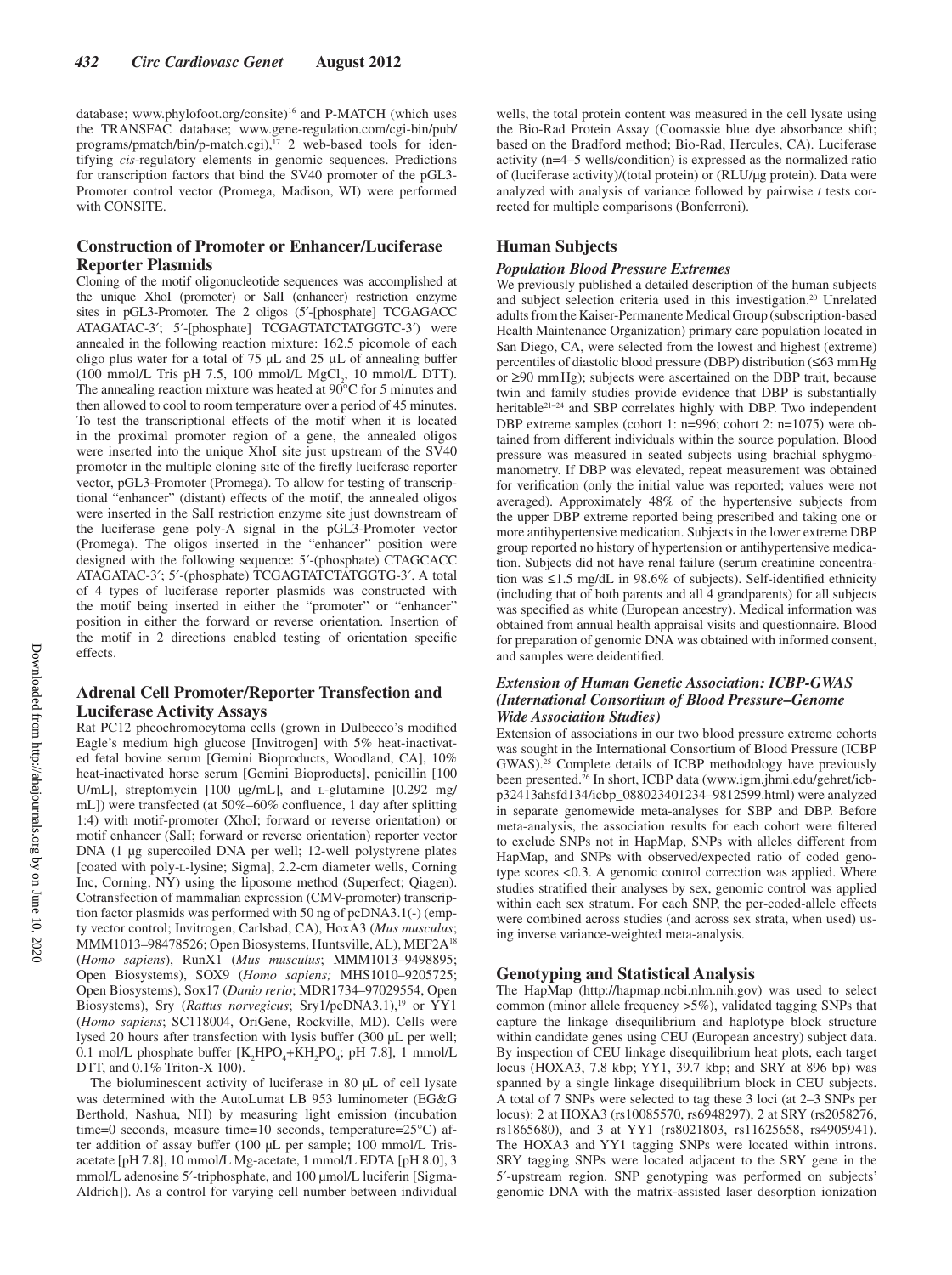database; www.phylofoot.org/consite)[16] and P-MATCH (which uses the TRANSFAC database; www.gene-regulation.com/cgi-bin/pub/programs/pmatch/bin/p-match.cgi),[17] 2 web-based tools for identifying *cis*-regulatory elements in genomic sequences. Predictions for transcription factors that bind the SV40 promoter of the pGL3-Promoter control vector (Promega, Madison, WI) were performed with CONSITE.

## Construction of Promoter or Enhancer/Luciferase Reporter Plasmids

Cloning of the motif oligonucleotide sequences was accomplished at the unique XhoI (promoter) or SalI (enhancer) restriction enzyme sites in pGL3-Promoter. The 2 oligos (5′-[phosphate] TCGAGACC ATAGATAC-3′; 5′-[phosphate] TCGAGTATCTATGGTC-3′) were annealed in the following reaction mixture: 162.5 picomole of each oligo plus water for a total of 75 μL and 25 μL of annealing buffer (100 mmol/L Tris pH 7.5, 100 mmol/L $MgCl_2$, 10 mmol/L DTT). The annealing reaction mixture was heated at 90°C for 5 minutes and then allowed to cool to room temperature over a period of 45 minutes. To test the transcriptional effects of the motif when it is located in the proximal promoter region of a gene, the annealed oligos were inserted into the unique XhoI site just upstream of the SV40 promoter in the multiple cloning site of the firefly luciferase reporter vector, pGL3-Promoter (Promega). To allow for testing of transcriptional "enhancer" (distant) effects of the motif, the annealed oligos were inserted in the SalI restriction enzyme site just downstream of the luciferase gene poly-A signal in the pGL3-Promoter vector (Promega). The oligos inserted in the "enhancer" position were designed with the following sequence: 5′-(phosphate) CTAGCACC ATAGATAC-3′; 5′-(phosphate) TCGAGTATCTATGGTG-3′. A total of 4 types of luciferase reporter plasmids was constructed with the motif being inserted in either the "promoter" or "enhancer" position in either the forward or reverse orientation. Insertion of the motif in 2 directions enabled testing of orientation specific effects.

## Adrenal Cell Promoter/Reporter Transfection and Luciferase Activity Assays

Rat PC12 pheochromocytoma cells (grown in Dulbecco's modified Eagle's medium high glucose [Invitrogen] with 5% heat-inactivated fetal bovine serum [Gemini Bioproducts, Woodland, CA], 10% heat-inactivated horse serum [Gemini Bioproducts], penicillin [100 U/mL], streptomycin [100 μg/mL], and L-glutamine [0.292 mg/mL]) were transfected (at 50%–60% confluence, 1 day after splitting 1:4) with motif-promoter (XhoI; forward or reverse orientation) or motif enhancer (SalI; forward or reverse orientation) reporter vector DNA (1 μg supercoiled DNA per well; 12-well polystyrene plates [coated with poly-L-lysine; Sigma], 2.2-cm diameter wells, Corning Inc, Corning, NY) using the liposome method (Superfect; Qiagen). Cotransfection of mammalian expression (CMV-promoter) transcription factor plasmids was performed with 50 ng of pcDNA3.1(-) (empty vector control; Invitrogen, Carlsbad, CA), HoxA3 (*Mus musculus*; MMM1013–98478526; Open Biosystems, Huntsville, AL), MEF2A[18] (*Homo sapiens*), RunX1 (*Mus musculus*; MMM1013–9498895; Open Biosystems), SOX9 (*Homo sapiens;* MHS1010–9205725; Open Biosystems), Sox17 (*Danio rerio*; MDR1734–97029554, Open Biosystems), Sry (*Rattus norvegicus*; Sry1/pcDNA3.1),[19] or YY1 (*Homo sapiens*; SC118004, OriGene, Rockville, MD). Cells were lysed 20 hours after transfection with lysis buffer (300 μL per well; 0.1 mol/L phosphate buffer [$K_2HPO_4$+$KH_2PO_4$; pH 7.8], 1 mmol/L DTT, and 0.1% Triton-X 100).

The bioluminescent activity of luciferase in 80 μL of cell lysate was determined with the AutoLumat LB 953 luminometer (EG&G Berthold, Nashua, NH) by measuring light emission (incubation time=0 seconds, measure time=10 seconds, temperature=25°C) after addition of assay buffer (100 μL per sample; 100 mmol/L Tris-acetate [pH 7.8], 10 mmol/L Mg-acetate, 1 mmol/L EDTA [pH 8.0], 3 mmol/L adenosine 5′-triphosphate, and 100 μmol/L luciferin [Sigma-Aldrich]). As a control for varying cell number between individual wells, the total protein content was measured in the cell lysate using the Bio-Rad Protein Assay (Coomassie blue dye absorbance shift; based on the Bradford method; Bio-Rad, Hercules, CA). Luciferase activity (n=4–5 wells/condition) is expressed as the normalized ratio of (luciferase activity)/(total protein) or (RLU/μg protein). Data were analyzed with analysis of variance followed by pairwise *t* tests corrected for multiple comparisons (Bonferroni).

## Human Subjects

### *Population Blood Pressure Extremes*

We previously published a detailed description of the human subjects and subject selection criteria used in this investigation.[20] Unrelated adults from the Kaiser-Permanente Medical Group (subscription-based Health Maintenance Organization) primary care population located in San Diego, CA, were selected from the lowest and highest (extreme) percentiles of diastolic blood pressure (DBP) distribution (≤63 mm Hg or ≥90 mm Hg); subjects were ascertained on the DBP trait, because twin and family studies provide evidence that DBP is substantially heritable[21–24] and SBP correlates highly with DBP. Two independent DBP extreme samples (cohort 1: n=996; cohort 2: n=1075) were obtained from different individuals within the source population. Blood pressure was measured in seated subjects using brachial sphygmomanometry. If DBP was elevated, repeat measurement was obtained for verification (only the initial value was reported; values were not averaged). Approximately 48% of the hypertensive subjects from the upper DBP extreme reported being prescribed and taking one or more antihypertensive medication. Subjects in the lower extreme DBP group reported no history of hypertension or antihypertensive medication. Subjects did not have renal failure (serum creatinine concentration was ≤1.5 mg/dL in 98.6% of subjects). Self-identified ethnicity (including that of both parents and all 4 grandparents) for all subjects was specified as white (European ancestry). Medical information was obtained from annual health appraisal visits and questionnaire. Blood for preparation of genomic DNA was obtained with informed consent, and samples were deidentified.

### *Extension of Human Genetic Association: ICBP-GWAS (International Consortium of Blood Pressure–Genome Wide Association Studies)*

Extension of associations in our two blood pressure extreme cohorts was sought in the International Consortium of Blood Pressure (ICBP GWAS).[25] Complete details of ICBP methodology have previously been presented.[26] In short, ICBP data (www.igm.jhmi.edu/gehret/icbp32413ahsfd134/icbp_088023401234–9812599.html) were analyzed in separate genomewide meta-analyses for SBP and DBP. Before meta-analysis, the association results for each cohort were filtered to exclude SNPs not in HapMap, SNPs with alleles different from HapMap, and SNPs with observed/expected ratio of coded genotype scores <0.3. A genomic control correction was applied. Where studies stratified their analyses by sex, genomic control was applied within each sex stratum. For each SNP, the per-coded-allele effects were combined across studies (and across sex strata, when used) using inverse variance-weighted meta-analysis.

## Genotyping and Statistical Analysis

The HapMap (http://hapmap.ncbi.nlm.nih.gov) was used to select common (minor allele frequency >5%), validated tagging SNPs that capture the linkage disequilibrium and haplotype block structure within candidate genes using CEU (European ancestry) subject data. By inspection of CEU linkage disequilibrium heat plots, each target locus (HOXA3, 7.8 kbp; YY1, 39.7 kbp; and SRY at 896 bp) was spanned by a single linkage disequilibrium block in CEU subjects. A total of 7 SNPs were selected to tag these 3 loci (at 2–3 SNPs per locus): 2 at HOXA3 (rs10085570, rs6948297), 2 at SRY (rs2058276, rs1865680), and 3 at YY1 (rs8021803, rs11625658, rs4905941). The HOXA3 and YY1 tagging SNPs were located within introns. SRY tagging SNPs were located adjacent to the SRY gene in the 5′-upstream region. SNP genotyping was performed on subjects' genomic DNA with the matrix-assisted laser desorption ionization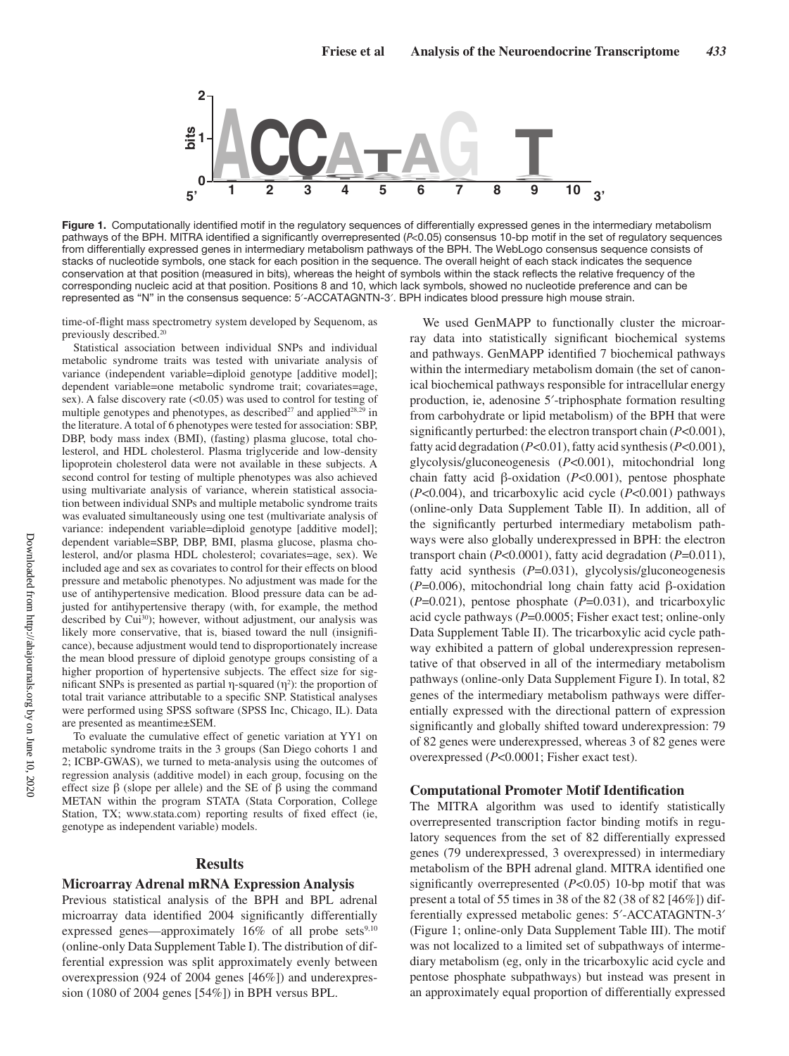**Figure 1.** Computationally identified motif in the regulatory sequences of differentially expressed genes in the intermediary metabolism pathways of the BPH. MITRA identified a significantly overrepresented ($P<0.05$) consensus 10-bp motif in the set of regulatory sequences from differentially expressed genes in intermediary metabolism pathways of the BPH. The WebLogo consensus sequence consists of stacks of nucleotide symbols, one stack for each position in the sequence. The overall height of each stack indicates the sequence conservation at that position (measured in bits), whereas the height of symbols within the stack reflects the relative frequency of the corresponding nucleic acid at that position. Positions 8 and 10, which lack symbols, showed no nucleotide preference and can be represented as "N" in the consensus sequence: 5′-ACCATAGNTN-3′. BPH indicates blood pressure high mouse strain.

time-of-flight mass spectrometry system developed by Sequenom, as previously described.[20]

Statistical association between individual SNPs and individual metabolic syndrome traits was tested with univariate analysis of variance (independent variable=diploid genotype [additive model]; dependent variable=one metabolic syndrome trait; covariates=age, sex). A false discovery rate (<0.05) was used to control for testing of multiple genotypes and phenotypes, as described[27] and applied[28,29] in the literature. A total of 6 phenotypes were tested for association: SBP, DBP, body mass index (BMI), (fasting) plasma glucose, total cholesterol, and HDL cholesterol. Plasma triglyceride and low-density lipoprotein cholesterol data were not available in these subjects. A second control for testing of multiple phenotypes was also achieved using multivariate analysis of variance, wherein statistical association between individual SNPs and multiple metabolic syndrome traits was evaluated simultaneously using one test (multivariate analysis of variance: independent variable=diploid genotype [additive model]; dependent variable=SBP, DBP, BMI, plasma glucose, plasma cholesterol, and/or plasma HDL cholesterol; covariates=age, sex). We included age and sex as covariates to control for their effects on blood pressure and metabolic phenotypes. No adjustment was made for the use of antihypertensive medication. Blood pressure data can be adjusted for antihypertensive therapy (with, for example, the method described by Cui[30]); however, without adjustment, our analysis was likely more conservative, that is, biased toward the null (insignificance), because adjustment would tend to disproportionately increase the mean blood pressure of diploid genotype groups consisting of a higher proportion of hypertensive subjects. The effect size for significant SNPs is presented as partial η-squared ($\eta^2$): the proportion of total trait variance attributable to a specific SNP. Statistical analyses were performed using SPSS software (SPSS Inc, Chicago, IL). Data are presented as mean±SEM.

To evaluate the cumulative effect of genetic variation at YY1 on metabolic syndrome traits in the 3 groups (San Diego cohorts 1 and 2; ICBP-GWAS), we turned to meta-analysis using the outcomes of regression analysis (additive model) in each group, focusing on the effect size β (slope per allele) and the SE of β using the command METAN within the program STATA (Stata Corporation, College Station, TX; www.stata.com) reporting results of fixed effect (ie, genotype as independent variable) models.

## Results

### Microarray Adrenal mRNA Expression Analysis

Previous statistical analysis of the BPH and BPL adrenal microarray data identified 2004 significantly differentially expressed genes—approximately 16% of all probe sets[9,10] (online-only Data Supplement Table I). The distribution of differential expression was split approximately evenly between overexpression (924 of 2004 genes [46%]) and underexpression (1080 of 2004 genes [54%]) in BPH versus BPL.

We used GenMAPP to functionally cluster the microarray data into statistically significant biochemical systems and pathways. GenMAPP identified 7 biochemical pathways within the intermediary metabolism domain (the set of canonical biochemical pathways responsible for intracellular energy production, ie, adenosine 5′-triphosphate formation resulting from carbohydrate or lipid metabolism) of the BPH that were significantly perturbed: the electron transport chain ($P<0.001$), fatty acid degradation ($P<0.01$), fatty acid synthesis ($P<0.001$), glycolysis/gluconeogenesis ($P<0.001$), mitochondrial long chain fatty acid β-oxidation ($P<0.001$), pentose phosphate ($P<0.004$), and tricarboxylic acid cycle ($P<0.001$) pathways (online-only Data Supplement Table II). In addition, all of the significantly perturbed intermediary metabolism pathways were also globally underexpressed in BPH: the electron transport chain ($P<0.0001$), fatty acid degradation ($P=0.011$), fatty acid synthesis ($P=0.031$), glycolysis/gluconeogenesis ($P=0.006$), mitochondrial long chain fatty acid β-oxidation ($P=0.021$), pentose phosphate ($P=0.031$), and tricarboxylic acid cycle pathways ($P=0.0005$; Fisher exact test; online-only Data Supplement Table II). The tricarboxylic acid cycle pathway exhibited a pattern of global underexpression representative of that observed in all of the intermediary metabolism pathways (online-only Data Supplement Figure I). In total, 82 genes of the intermediary metabolism pathways were differentially expressed with the directional pattern of expression significantly and globally shifted toward underexpression: 79 of 82 genes were underexpressed, whereas 3 of 82 genes were overexpressed ($P<0.0001$; Fisher exact test).

### Computational Promoter Motif Identification

The MITRA algorithm was used to identify statistically overrepresented transcription factor binding motifs in regulatory sequences from the set of 82 differentially expressed genes (79 underexpressed, 3 overexpressed) in intermediary metabolism of the BPH adrenal gland. MITRA identified one significantly overrepresented ($P<0.05$) 10-bp motif that was present a total of 55 times in 38 of the 82 (38 of 82 [46%]) differentially expressed metabolic genes: 5′-ACCATAGNTN-3′ (Figure 1; online-only Data Supplement Table III). The motif was not localized to a limited set of subpathways of intermediary metabolism (eg, only in the tricarboxylic acid cycle and pentose phosphate subpathways) but instead was present in an approximately equal proportion of differentially expressed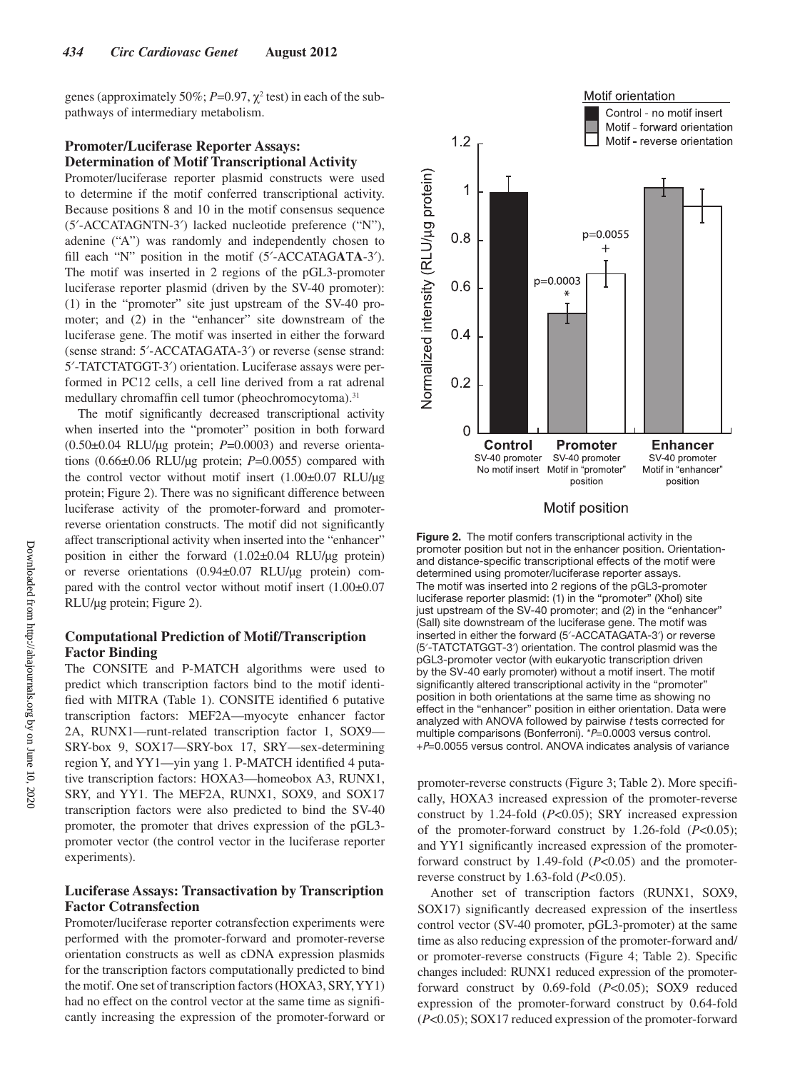genes (approximately 50%; $P$=0.97, $\chi^2$ test) in each of the subpathways of intermediary metabolism.

### Promoter/Luciferase Reporter Assays: Determination of Motif Transcriptional Activity

Promoter/luciferase reporter plasmid constructs were used to determine if the motif conferred transcriptional activity. Because positions 8 and 10 in the motif consensus sequence (5′-ACCATAGNTN-3′) lacked nucleotide preference ("N"), adenine ("A") was randomly and independently chosen to fill each "N" position in the motif (5′-ACCATAG**A**T**A**-3′). The motif was inserted in 2 regions of the pGL3-promoter luciferase reporter plasmid (driven by the SV-40 promoter): (1) in the "promoter" site just upstream of the SV-40 promoter; and (2) in the "enhancer" site downstream of the luciferase gene. The motif was inserted in either the forward (sense strand: 5′-ACCATAGATA-3′) or reverse (sense strand: 5′-TATCTATGGT-3′) orientation. Luciferase assays were performed in PC12 cells, a cell line derived from a rat adrenal medullary chromaffin cell tumor (pheochromocytoma).[31]

The motif significantly decreased transcriptional activity when inserted into the "promoter" position in both forward (0.50±0.04 RLU/μg protein; $P$=0.0003) and reverse orientations (0.66±0.06 RLU/μg protein; $P$=0.0055) compared with the control vector without motif insert (1.00±0.07 RLU/μg protein; Figure 2). There was no significant difference between luciferase activity of the promoter-forward and promoter-reverse orientation constructs. The motif did not significantly affect transcriptional activity when inserted into the "enhancer" position in either the forward (1.02±0.04 RLU/μg protein) or reverse orientations (0.94±0.07 RLU/μg protein) compared with the control vector without motif insert (1.00±0.07 RLU/μg protein; Figure 2).

### Computational Prediction of Motif/Transcription Factor Binding

The CONSITE and P-MATCH algorithms were used to predict which transcription factors bind to the motif identified with MITRA (Table 1). CONSITE identified 6 putative transcription factors: MEF2A—myocyte enhancer factor 2A, RUNX1—runt-related transcription factor 1, SOX9—SRY-box 9, SOX17—SRY-box 17, SRY—sex-determining region Y, and YY1—yin yang 1. P-MATCH identified 4 putative transcription factors: HOXA3—homeobox A3, RUNX1, SRY, and YY1. The MEF2A, RUNX1, SOX9, and SOX17 transcription factors were also predicted to bind the SV-40 promoter, the promoter that drives expression of the pGL3-promoter vector (the control vector in the luciferase reporter experiments).

### Luciferase Assays: Transactivation by Transcription Factor Cotransfection

Promoter/luciferase reporter cotransfection experiments were performed with the promoter-forward and promoter-reverse orientation constructs as well as cDNA expression plasmids for the transcription factors computationally predicted to bind the motif. One set of transcription factors (HOXA3, SRY, YY1) had no effect on the control vector at the same time as significantly increasing the expression of the promoter-forward or promoter-reverse constructs (Figure 3; Table 2). More specifically, HOXA3 increased expression of the promoter-reverse construct by 1.24-fold ($P$<0.05); SRY increased expression of the promoter-forward construct by 1.26-fold ($P$<0.05); and YY1 significantly increased expression of the promoter-forward construct by 1.49-fold ($P$<0.05) and the promoter-reverse construct by 1.63-fold ($P$<0.05).

Another set of transcription factors (RUNX1, SOX9, SOX17) significantly decreased expression of the insertless control vector (SV-40 promoter, pGL3-promoter) at the same time as also reducing expression of the promoter-forward and/or promoter-reverse constructs (Figure 4; Table 2). Specific changes included: RUNX1 reduced expression of the promoter-forward construct by 0.69-fold ($P$<0.05); SOX9 reduced expression of the promoter-forward construct by 0.64-fold ($P$<0.05); SOX17 reduced expression of the promoter-forward

**Figure 2.** The motif confers transcriptional activity in the promoter position but not in the enhancer position. Orientation- and distance-specific transcriptional effects of the motif were determined using promoter/luciferase reporter assays. The motif was inserted into 2 regions of the pGL3-promoter luciferase reporter plasmid: (1) in the "promoter" (XhoI) site just upstream of the SV-40 promoter; and (2) in the "enhancer" (SalI) site downstream of the luciferase gene. The motif was inserted in either the forward (5′-ACCATAGATA-3′) or reverse (5′-TATCTATGGT-3′) orientation. The control plasmid was the pGL3-promoter vector (with eukaryotic transcription driven by the SV-40 early promoter) without a motif insert. The motif significantly altered transcriptional activity in the "promoter" position in both orientations at the same time as showing no effect in the "enhancer" position in either orientation. Data were analyzed with ANOVA followed by pairwise $t$ tests corrected for multiple comparisons (Bonferroni). *$P$=0.0003 versus control. +$P$=0.0055 versus control. ANOVA indicates analysis of variance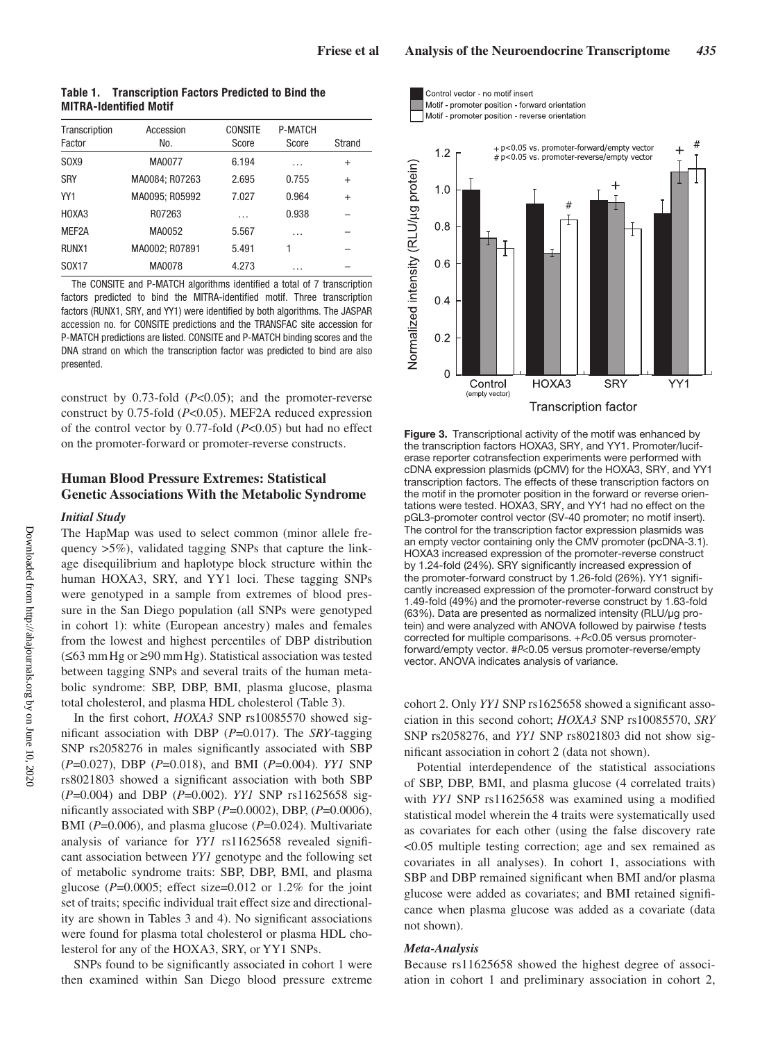**Table 1. Transcription Factors Predicted to Bind the MITRA-Identified Motif**

| Transcription Factor | Accession No. | CONSITE Score | P-MATCH Score | Strand |
|---|---|---|---|---|
| SOX9 | MA0077 | 6.194 | … | + |
| SRY | MA0084; R07263 | 2.695 | 0.755 | + |
| YY1 | MA0095; R05992 | 7.027 | 0.964 | + |
| HOXA3 | R07263 | … | 0.938 | – |
| MEF2A | MA0052 | 5.567 | … | – |
| RUNX1 | MA0002; R07891 | 5.491 | 1 | – |
| SOX17 | MA0078 | 4.273 | … | – |

The CONSITE and P-MATCH algorithms identified a total of 7 transcription factors predicted to bind the MITRA-identified motif. Three transcription factors (RUNX1, SRY, and YY1) were identified by both algorithms. The JASPAR accession no. for CONSITE predictions and the TRANSFAC site accession for P-MATCH predictions are listed. CONSITE and P-MATCH binding scores and the DNA strand on which the transcription factor was predicted to bind are also presented.

construct by 0.73-fold ($P<0.05$); and the promoter-reverse construct by 0.75-fold ($P<0.05$). MEF2A reduced expression of the control vector by 0.77-fold ($P<0.05$) but had no effect on the promoter-forward or promoter-reverse constructs.

## Human Blood Pressure Extremes: Statistical Genetic Associations With the Metabolic Syndrome

### *Initial Study*

The HapMap was used to select common (minor allele frequency >5%), validated tagging SNPs that capture the linkage disequilibrium and haplotype block structure within the human HOXA3, SRY, and YY1 loci. These tagging SNPs were genotyped in a sample from extremes of blood pressure in the San Diego population (all SNPs were genotyped in cohort 1): white (European ancestry) males and females from the lowest and highest percentiles of DBP distribution (≤63 mm Hg or ≥90 mm Hg). Statistical association was tested between tagging SNPs and several traits of the human metabolic syndrome: SBP, DBP, BMI, plasma glucose, plasma total cholesterol, and plasma HDL cholesterol (Table 3).

In the first cohort, *HOXA3* SNP rs10085570 showed significant association with DBP ($P$=0.017). The *SRY*-tagging SNP rs2058276 in males significantly associated with SBP ($P$=0.027), DBP ($P$=0.018), and BMI ($P$=0.004). *YY1* SNP rs8021803 showed a significant association with both SBP ($P$=0.004) and DBP ($P$=0.002). *YY1* SNP rs11625658 significantly associated with SBP ($P$=0.0002), DBP, ($P$=0.0006), BMI ($P$=0.006), and plasma glucose ($P$=0.024). Multivariate analysis of variance for *YY1* rs11625658 revealed significant association between *YY1* genotype and the following set of metabolic syndrome traits: SBP, DBP, BMI, and plasma glucose ($P$=0.0005; effect size=0.012 or 1.2% for the joint set of traits; specific individual trait effect size and directionality are shown in Tables 3 and 4). No significant associations were found for plasma total cholesterol or plasma HDL cholesterol for any of the HOXA3, SRY, or YY1 SNPs.

SNPs found to be significantly associated in cohort 1 were then examined within San Diego blood pressure extreme cohort 2. Only *YY1* SNP rs1625658 showed a significant association in this second cohort; *HOXA3* SNP rs10085570, *SRY* SNP rs2058276, and *YY1* SNP rs8021803 did not show significant association in cohort 2 (data not shown).

Potential interdependence of the statistical associations of SBP, DBP, BMI, and plasma glucose (4 correlated traits) with *YY1* SNP rs11625658 was examined using a modified statistical model wherein the 4 traits were systematically used as covariates for each other (using the false discovery rate <0.05 multiple testing correction; age and sex remained as covariates in all analyses). In cohort 1, associations with SBP and DBP remained significant when BMI and/or plasma glucose were added as covariates; and BMI retained significance when plasma glucose was added as a covariate (data not shown).

### *Meta-Analysis*

Because rs11625658 showed the highest degree of association in cohort 1 and preliminary association in cohort 2,

**Figure 3.** Transcriptional activity of the motif was enhanced by the transcription factors HOXA3, SRY, and YY1. Promoter/luciferase reporter cotransfection experiments were performed with cDNA expression plasmids (pCMV) for the HOXA3, SRY, and YY1 transcription factors. The effects of these transcription factors on the motif in the promoter position in the forward or reverse orientations were tested. HOXA3, SRY, and YY1 had no effect on the pGL3-promoter control vector (SV-40 promoter; no motif insert). The control for the transcription factor expression plasmids was an empty vector containing only the CMV promoter (pcDNA-3.1). HOXA3 increased expression of the promoter-reverse construct by 1.24-fold (24%). SRY significantly increased expression of the promoter-forward construct by 1.26-fold (26%). YY1 significantly increased expression of the promoter-forward construct by 1.49-fold (49%) and the promoter-reverse construct by 1.63-fold (63%). Data are presented as normalized intensity (RLU/μg protein) and were analyzed with ANOVA followed by pairwise *t* tests corrected for multiple comparisons. +$P<0.05$ versus promoter-forward/empty vector. #$P<0.05$ versus promoter-reverse/empty vector. ANOVA indicates analysis of variance.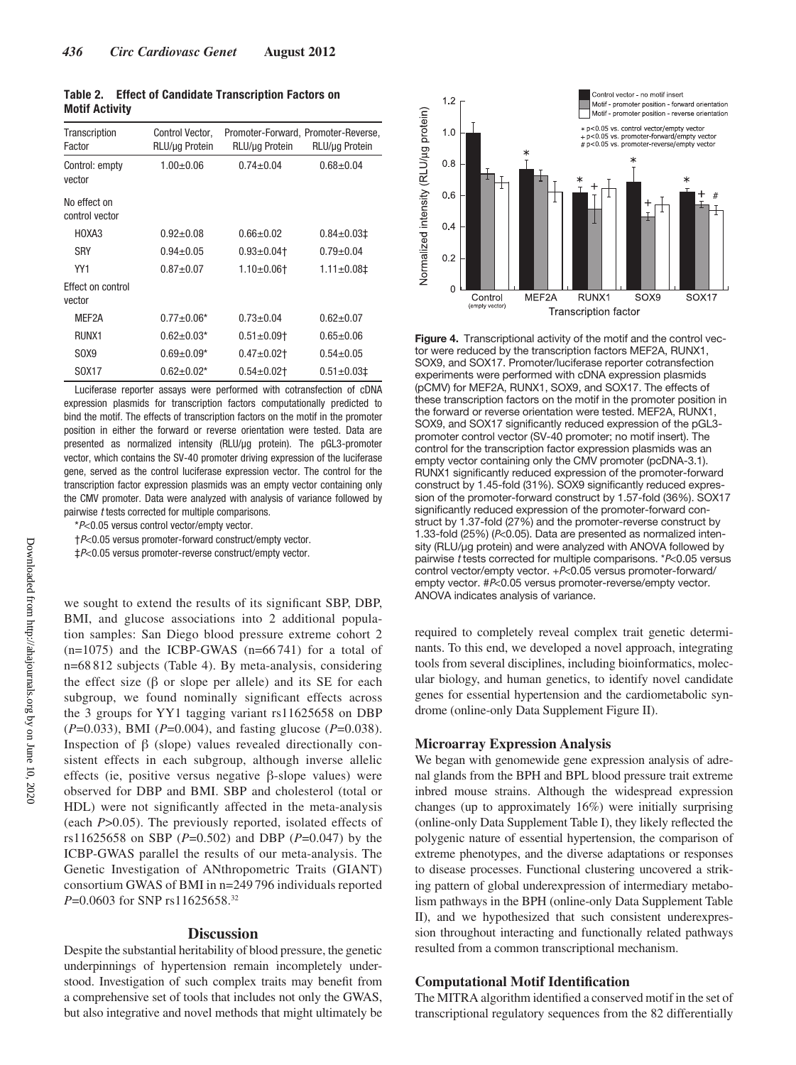**Table 2. Effect of Candidate Transcription Factors on Motif Activity**

| Transcription Factor | Control Vector, RLU/μg Protein | Promoter-Forward, RLU/μg Protein | Promoter-Reverse, RLU/μg Protein |
|---|---|---|---|
| Control: empty vector | 1.00±0.06 | 0.74±0.04 | 0.68±0.04 |
| No effect on control vector | | | |
| HOXA3 | 0.92±0.08 | 0.66±0.02 | 0.84±0.03‡ |
| SRY | 0.94±0.05 | 0.93±0.04† | 0.79±0.04 |
| YY1 | 0.87±0.07 | 1.10±0.06† | 1.11±0.08‡ |
| Effect on control vector | | | |
| MEF2A | 0.77±0.06* | 0.73±0.04 | 0.62±0.07 |
| RUNX1 | 0.62±0.03* | 0.51±0.09† | 0.65±0.06 |
| SOX9 | 0.69±0.09* | 0.47±0.02† | 0.54±0.05 |
| SOX17 | 0.62±0.02* | 0.54±0.02† | 0.51±0.03‡ |

Luciferase reporter assays were performed with cotransfection of cDNA expression plasmids for transcription factors computationally predicted to bind the motif. The effects of transcription factors on the motif in the promoter position in either the forward or reverse orientation were tested. Data are presented as normalized intensity (RLU/μg protein). The pGL3-promoter vector, which contains the SV-40 promoter driving expression of the luciferase gene, served as the control luciferase expression vector. The control for the transcription factor expression plasmids was an empty vector containing only the CMV promoter. Data were analyzed with analysis of variance followed by pairwise *t* tests corrected for multiple comparisons.

*$P<0.05$ versus control vector/empty vector.

†$P<0.05$ versus promoter-forward construct/empty vector.

‡$P<0.05$ versus promoter-reverse construct/empty vector.

we sought to extend the results of its significant SBP, DBP, BMI, and glucose associations into 2 additional population samples: San Diego blood pressure extreme cohort 2 (n=1075) and the ICBP-GWAS (n=66 741) for a total of n=68 812 subjects (Table 4). By meta-analysis, considering the effect size (β or slope per allele) and its SE for each subgroup, we found nominally significant effects across the 3 groups for YY1 tagging variant rs11625658 on DBP (*P*=0.033), BMI (*P*=0.004), and fasting glucose (*P*=0.038). Inspection of β (slope) values revealed directionally consistent effects in each subgroup, although inverse allelic effects (ie, positive versus negative β-slope values) were observed for DBP and BMI. SBP and cholesterol (total or HDL) were not significantly affected in the meta-analysis (each *P*>0.05). The previously reported, isolated effects of rs11625658 on SBP (*P*=0.502) and DBP (*P*=0.047) by the ICBP-GWAS parallel the results of our meta-analysis. The Genetic Investigation of ANthropometric Traits (GIANT) consortium GWAS of BMI in n=249 796 individuals reported *P*=0.0603 for SNP rs11625658.[32]

## Discussion

Despite the substantial heritability of blood pressure, the genetic underpinnings of hypertension remain incompletely understood. Investigation of such complex traits may benefit from a comprehensive set of tools that includes not only the GWAS, but also integrative and novel methods that might ultimately be required to completely reveal complex trait genetic determinants. To this end, we developed a novel approach, integrating tools from several disciplines, including bioinformatics, molecular biology, and human genetics, to identify novel candidate genes for essential hypertension and the cardiometabolic syndrome (online-only Data Supplement Figure II).

**Figure 4.** Transcriptional activity of the motif and the control vector were reduced by the transcription factors MEF2A, RUNX1, SOX9, and SOX17. Promoter/luciferase reporter cotransfection experiments were performed with cDNA expression plasmids (pCMV) for MEF2A, RUNX1, SOX9, and SOX17. The effects of these transcription factors on the motif in the promoter position in the forward or reverse orientation were tested. MEF2A, RUNX1, SOX9, and SOX17 significantly reduced expression of the pGL3-promoter control vector (SV-40 promoter; no motif insert). The control for the transcription factor expression plasmids was an empty vector containing only the CMV promoter (pcDNA-3.1). RUNX1 significantly reduced expression of the promoter-forward construct by 1.45-fold (31%). SOX9 significantly reduced expression of the promoter-forward construct by 1.57-fold (36%). SOX17 significantly reduced expression of the promoter-forward construct by 1.37-fold (27%) and the promoter-reverse construct by 1.33-fold (25%) ($P<0.05$). Data are presented as normalized intensity (RLU/μg protein) and were analyzed with ANOVA followed by pairwise *t* tests corrected for multiple comparisons. *$P<0.05$ versus control vector/empty vector. +$P<0.05$ versus promoter-forward/empty vector. #$P<0.05$ versus promoter-reverse/empty vector. ANOVA indicates analysis of variance.

### Microarray Expression Analysis

We began with genomewide gene expression analysis of adrenal glands from the BPH and BPL blood pressure trait extreme inbred mouse strains. Although the widespread expression changes (up to approximately 16%) were initially surprising (online-only Data Supplement Table I), they likely reflected the polygenic nature of essential hypertension, the comparison of extreme phenotypes, and the diverse adaptations or responses to disease processes. Functional clustering uncovered a striking pattern of global underexpression of intermediary metabolism pathways in the BPH (online-only Data Supplement Table II), and we hypothesized that such consistent underexpression throughout interacting and functionally related pathways resulted from a common transcriptional mechanism.

### Computational Motif Identification

The MITRA algorithm identified a conserved motif in the set of transcriptional regulatory sequences from the 82 differentially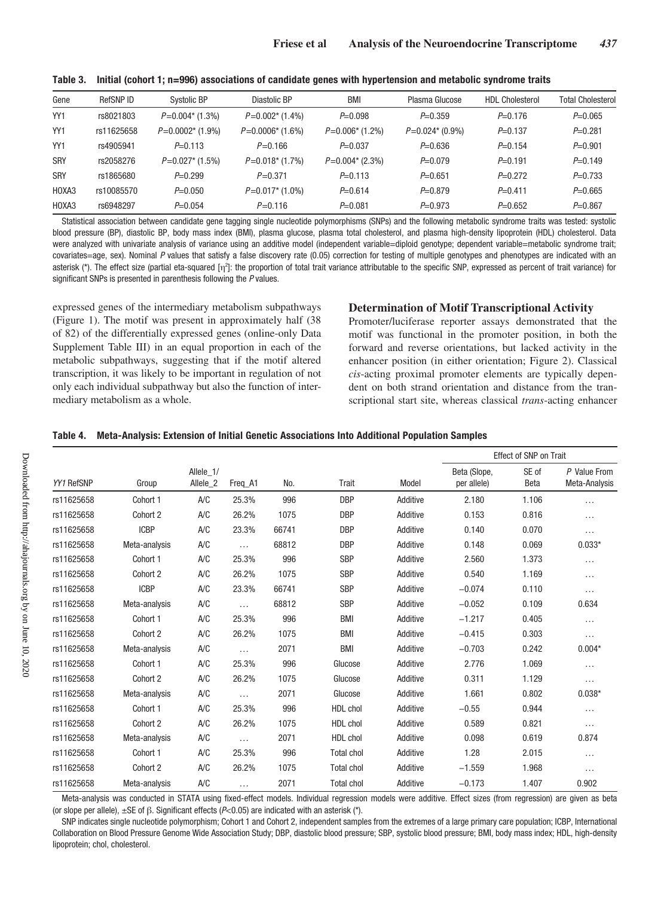**Table 3. Initial (cohort 1; n=996) associations of candidate genes with hypertension and metabolic syndrome traits**

| Gene | RefSNP ID | Systolic BP | Diastolic BP | BMI | Plasma Glucose | HDL Cholesterol | Total Cholesterol |
|---|---|---|---|---|---|---|---|
| YY1 | rs8021803 | $P$=0.004* (1.3%) | $P$=0.002* (1.4%) | $P$=0.098 | $P$=0.359 | $P$=0.176 | $P$=0.065 |
| YY1 | rs11625658 | $P$=0.0002* (1.9%) | $P$=0.0006* (1.6%) | $P$=0.006* (1.2%) | $P$=0.024* (0.9%) | $P$=0.137 | $P$=0.281 |
| YY1 | rs4905941 | $P$=0.113 | $P$=0.166 | $P$=0.037 | $P$=0.636 | $P$=0.154 | $P$=0.901 |
| SRY | rs2058276 | $P$=0.027* (1.5%) | $P$=0.018* (1.7%) | $P$=0.004* (2.3%) | $P$=0.079 | $P$=0.191 | $P$=0.149 |
| SRY | rs1865680 | $P$=0.299 | $P$=0.371 | $P$=0.113 | $P$=0.651 | $P$=0.272 | $P$=0.733 |
| HOXA3 | rs10085570 | $P$=0.050 | $P$=0.017* (1.0%) | $P$=0.614 | $P$=0.879 | $P$=0.411 | $P$=0.665 |
| HOXA3 | rs6948297 | $P$=0.054 | $P$=0.116 | $P$=0.081 | $P$=0.973 | $P$=0.652 | $P$=0.867 |

Statistical association between candidate gene tagging single nucleotide polymorphisms (SNPs) and the following metabolic syndrome traits was tested: systolic blood pressure (BP), diastolic BP, body mass index (BMI), plasma glucose, plasma total cholesterol, and plasma high-density lipoprotein (HDL) cholesterol. Data were analyzed with univariate analysis of variance using an additive model (independent variable=diploid genotype; dependent variable=metabolic syndrome trait; covariates=age, sex). Nominal $P$ values that satisfy a false discovery rate (0.05) correction for testing of multiple genotypes and phenotypes are indicated with an asterisk (*). The effect size (partial eta-squared [$\eta^2$]: the proportion of total trait variance attributable to the specific SNP, expressed as percent of trait variance) for significant SNPs is presented in parenthesis following the $P$ values.

expressed genes of the intermediary metabolism subpathways (Figure 1). The motif was present in approximately half (38 of 82) of the differentially expressed genes (online-only Data Supplement Table III) in an equal proportion in each of the metabolic subpathways, suggesting that if the motif altered transcription, it was likely to be important in regulation of not only each individual subpathway but also the function of intermediary metabolism as a whole.

## Determination of Motif Transcriptional Activity

Promoter/luciferase reporter assays demonstrated that the motif was functional in the promoter position, in both the forward and reverse orientations, but lacked activity in the enhancer position (in either orientation; Figure 2). Classical *cis*-acting proximal promoter elements are typically dependent on both strand orientation and distance from the transcriptional start site, whereas classical *trans*-acting enhancer

**Table 4. Meta-Analysis: Extension of Initial Genetic Associations Into Additional Population Samples**

| | | | | | | | Effect of SNP on Trait | | |
|---|---|---|---|---|---|---|---|---|---|
| *YY1* RefSNP | Group | Allele_1/ Allele_2 | Freq_A1 | No. | Trait | Model | Beta (Slope, per allele) | SE of Beta | P Value From Meta-Analysis |
| rs11625658 | Cohort 1 | A/C | 25.3% | 996 | DBP | Additive | 2.180 | 1.106 | … |
| rs11625658 | Cohort 2 | A/C | 26.2% | 1075 | DBP | Additive | 0.153 | 0.816 | … |
| rs11625658 | ICBP | A/C | 23.3% | 66741 | DBP | Additive | 0.140 | 0.070 | … |
| rs11625658 | Meta-analysis | A/C | … | 68812 | DBP | Additive | 0.148 | 0.069 | 0.033* |
| rs11625658 | Cohort 1 | A/C | 25.3% | 996 | SBP | Additive | 2.560 | 1.373 | … |
| rs11625658 | Cohort 2 | A/C | 26.2% | 1075 | SBP | Additive | 0.540 | 1.169 | … |
| rs11625658 | ICBP | A/C | 23.3% | 66741 | SBP | Additive | −0.074 | 0.110 | … |
| rs11625658 | Meta-analysis | A/C | … | 68812 | SBP | Additive | −0.052 | 0.109 | 0.634 |
| rs11625658 | Cohort 1 | A/C | 25.3% | 996 | BMI | Additive | −1.217 | 0.405 | … |
| rs11625658 | Cohort 2 | A/C | 26.2% | 1075 | BMI | Additive | −0.415 | 0.303 | … |
| rs11625658 | Meta-analysis | A/C | … | 2071 | BMI | Additive | −0.703 | 0.242 | 0.004* |
| rs11625658 | Cohort 1 | A/C | 25.3% | 996 | Glucose | Additive | 2.776 | 1.069 | … |
| rs11625658 | Cohort 2 | A/C | 26.2% | 1075 | Glucose | Additive | 0.311 | 1.129 | … |
| rs11625658 | Meta-analysis | A/C | … | 2071 | Glucose | Additive | 1.661 | 0.802 | 0.038* |
| rs11625658 | Cohort 1 | A/C | 25.3% | 996 | HDL chol | Additive | −0.55 | 0.944 | … |
| rs11625658 | Cohort 2 | A/C | 26.2% | 1075 | HDL chol | Additive | 0.589 | 0.821 | … |
| rs11625658 | Meta-analysis | A/C | … | 2071 | HDL chol | Additive | 0.098 | 0.619 | 0.874 |
| rs11625658 | Cohort 1 | A/C | 25.3% | 996 | Total chol | Additive | 1.28 | 2.015 | … |
| rs11625658 | Cohort 2 | A/C | 26.2% | 1075 | Total chol | Additive | −1.559 | 1.968 | … |
| rs11625658 | Meta-analysis | A/C | … | 2071 | Total chol | Additive | −0.173 | 1.407 | 0.902 |

Meta-analysis was conducted in STATA using fixed-effect models. Individual regression models were additive. Effect sizes (from regression) are given as beta (or slope per allele), ±SE of β. Significant effects ($P$<0.05) are indicated with an asterisk (*).

SNP indicates single nucleotide polymorphism; Cohort 1 and Cohort 2, independent samples from the extremes of a large primary care population; ICBP, International Collaboration on Blood Pressure Genome Wide Association Study; DBP, diastolic blood pressure; SBP, systolic blood pressure; BMI, body mass index; HDL, high-density lipoprotein; chol, cholesterol.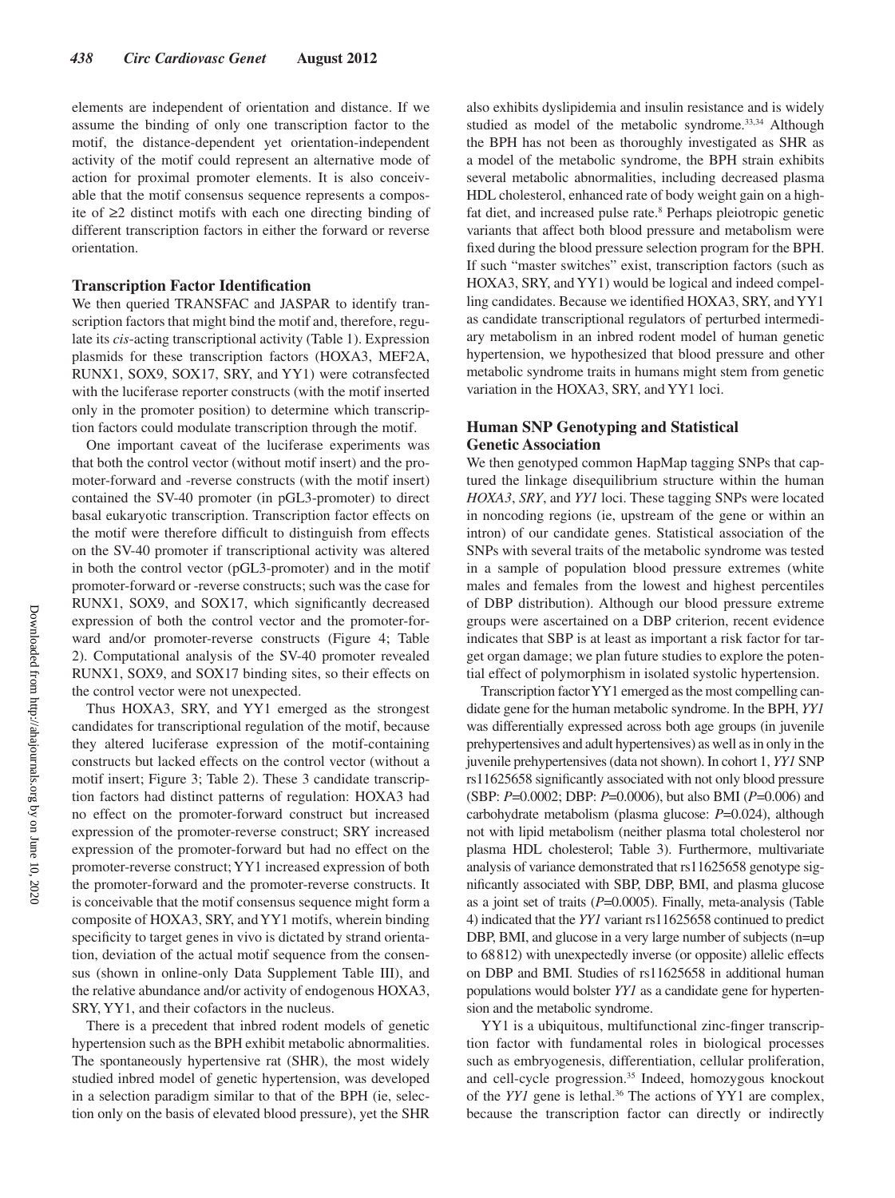elements are independent of orientation and distance. If we assume the binding of only one transcription factor to the motif, the distance-dependent yet orientation-independent activity of the motif could represent an alternative mode of action for proximal promoter elements. It is also conceivable that the motif consensus sequence represents a composite of ≥2 distinct motifs with each one directing binding of different transcription factors in either the forward or reverse orientation.

### Transcription Factor Identification

We then queried TRANSFAC and JASPAR to identify transcription factors that might bind the motif and, therefore, regulate its *cis*-acting transcriptional activity (Table 1). Expression plasmids for these transcription factors (HOXA3, MEF2A, RUNX1, SOX9, SOX17, SRY, and YY1) were cotransfected with the luciferase reporter constructs (with the motif inserted only in the promoter position) to determine which transcription factors could modulate transcription through the motif.

One important caveat of the luciferase experiments was that both the control vector (without motif insert) and the promoter-forward and -reverse constructs (with the motif insert) contained the SV-40 promoter (in pGL3-promoter) to direct basal eukaryotic transcription. Transcription factor effects on the motif were therefore difficult to distinguish from effects on the SV-40 promoter if transcriptional activity was altered in both the control vector (pGL3-promoter) and in the motif promoter-forward or -reverse constructs; such was the case for RUNX1, SOX9, and SOX17, which significantly decreased expression of both the control vector and the promoter-forward and/or promoter-reverse constructs (Figure 4; Table 2). Computational analysis of the SV-40 promoter revealed RUNX1, SOX9, and SOX17 binding sites, so their effects on the control vector were not unexpected.

Thus HOXA3, SRY, and YY1 emerged as the strongest candidates for transcriptional regulation of the motif, because they altered luciferase expression of the motif-containing constructs but lacked effects on the control vector (without a motif insert; Figure 3; Table 2). These 3 candidate transcription factors had distinct patterns of regulation: HOXA3 had no effect on the promoter-forward construct but increased expression of the promoter-reverse construct; SRY increased expression of the promoter-forward but had no effect on the promoter-reverse construct; YY1 increased expression of both the promoter-forward and the promoter-reverse constructs. It is conceivable that the motif consensus sequence might form a composite of HOXA3, SRY, and YY1 motifs, wherein binding specificity to target genes in vivo is dictated by strand orientation, deviation of the actual motif sequence from the consensus (shown in online-only Data Supplement Table III), and the relative abundance and/or activity of endogenous HOXA3, SRY, YY1, and their cofactors in the nucleus.

There is a precedent that inbred rodent models of genetic hypertension such as the BPH exhibit metabolic abnormalities. The spontaneously hypertensive rat (SHR), the most widely studied inbred model of genetic hypertension, was developed in a selection paradigm similar to that of the BPH (ie, selection only on the basis of elevated blood pressure), yet the SHR also exhibits dyslipidemia and insulin resistance and is widely studied as model of the metabolic syndrome.[33,34] Although the BPH has not been as thoroughly investigated as SHR as a model of the metabolic syndrome, the BPH strain exhibits several metabolic abnormalities, including decreased plasma HDL cholesterol, enhanced rate of body weight gain on a high-fat diet, and increased pulse rate.[8] Perhaps pleiotropic genetic variants that affect both blood pressure and metabolism were fixed during the blood pressure selection program for the BPH. If such "master switches" exist, transcription factors (such as HOXA3, SRY, and YY1) would be logical and indeed compelling candidates. Because we identified HOXA3, SRY, and YY1 as candidate transcriptional regulators of perturbed intermediary metabolism in an inbred rodent model of human genetic hypertension, we hypothesized that blood pressure and other metabolic syndrome traits in humans might stem from genetic variation in the HOXA3, SRY, and YY1 loci.

### Human SNP Genotyping and Statistical Genetic Association

We then genotyped common HapMap tagging SNPs that captured the linkage disequilibrium structure within the human *HOXA3*, *SRY*, and *YY1* loci. These tagging SNPs were located in noncoding regions (ie, upstream of the gene or within an intron) of our candidate genes. Statistical association of the SNPs with several traits of the metabolic syndrome was tested in a sample of population blood pressure extremes (white males and females from the lowest and highest percentiles of DBP distribution). Although our blood pressure extreme groups were ascertained on a DBP criterion, recent evidence indicates that SBP is at least as important a risk factor for target organ damage; we plan future studies to explore the potential effect of polymorphism in isolated systolic hypertension.

Transcription factor YY1 emerged as the most compelling candidate gene for the human metabolic syndrome. In the BPH, *YY1* was differentially expressed across both age groups (in juvenile prehypertensives and adult hypertensives) as well as in only in the juvenile prehypertensives (data not shown). In cohort 1, *YY1* SNP rs11625658 significantly associated with not only blood pressure (SBP: $P$=0.0002; DBP: $P$=0.0006), but also BMI ($P$=0.006) and carbohydrate metabolism (plasma glucose: $P$=0.024), although not with lipid metabolism (neither plasma total cholesterol nor plasma HDL cholesterol; Table 3). Furthermore, multivariate analysis of variance demonstrated that rs11625658 genotype significantly associated with SBP, DBP, BMI, and plasma glucose as a joint set of traits ($P$=0.0005). Finally, meta-analysis (Table 4) indicated that the *YY1* variant rs11625658 continued to predict DBP, BMI, and glucose in a very large number of subjects (n=up to 68812) with unexpectedly inverse (or opposite) allelic effects on DBP and BMI. Studies of rs11625658 in additional human populations would bolster *YY1* as a candidate gene for hypertension and the metabolic syndrome.

YY1 is a ubiquitous, multifunctional zinc-finger transcription factor with fundamental roles in biological processes such as embryogenesis, differentiation, cellular proliferation, and cell-cycle progression.[35] Indeed, homozygous knockout of the *YY1* gene is lethal.[36] The actions of YY1 are complex, because the transcription factor can directly or indirectly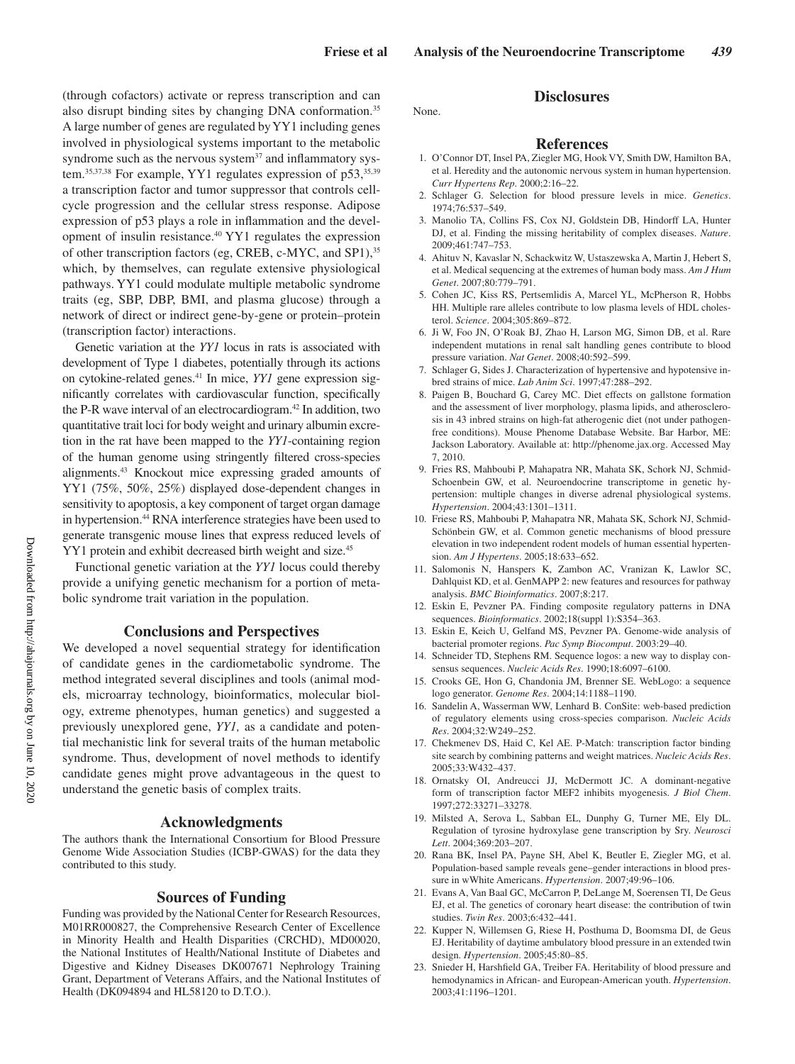(through cofactors) activate or repress transcription and can also disrupt binding sites by changing DNA conformation.[35] A large number of genes are regulated by YY1 including genes involved in physiological systems important to the metabolic syndrome such as the nervous system[37] and inflammatory system.[35,37,38] For example, YY1 regulates expression of p53,[35,39] a transcription factor and tumor suppressor that controls cell-cycle progression and the cellular stress response. Adipose expression of p53 plays a role in inflammation and the development of insulin resistance.[40] YY1 regulates the expression of other transcription factors (eg, CREB, c-MYC, and SP1),[35] which, by themselves, can regulate extensive physiological pathways. YY1 could modulate multiple metabolic syndrome traits (eg, SBP, DBP, BMI, and plasma glucose) through a network of direct or indirect gene-by-gene or protein–protein (transcription factor) interactions.

Genetic variation at the *YY1* locus in rats is associated with development of Type 1 diabetes, potentially through its actions on cytokine-related genes.[41] In mice, *YY1* gene expression significantly correlates with cardiovascular function, specifically the P-R wave interval of an electrocardiogram.[42] In addition, two quantitative trait loci for body weight and urinary albumin excretion in the rat have been mapped to the *YY1*-containing region of the human genome using stringently filtered cross-species alignments.[43] Knockout mice expressing graded amounts of YY1 (75%, 50%, 25%) displayed dose-dependent changes in sensitivity to apoptosis, a key component of target organ damage in hypertension.[44] RNA interference strategies have been used to generate transgenic mouse lines that express reduced levels of YY1 protein and exhibit decreased birth weight and size.[45]

Functional genetic variation at the *YY1* locus could thereby provide a unifying genetic mechanism for a portion of metabolic syndrome trait variation in the population.

## Conclusions and Perspectives

We developed a novel sequential strategy for identification of candidate genes in the cardiometabolic syndrome. The method integrated several disciplines and tools (animal models, microarray technology, bioinformatics, molecular biology, extreme phenotypes, human genetics) and suggested a previously unexplored gene, *YY1,* as a candidate and potential mechanistic link for several traits of the human metabolic syndrome. Thus, development of novel methods to identify candidate genes might prove advantageous in the quest to understand the genetic basis of complex traits.

## Acknowledgments

The authors thank the International Consortium for Blood Pressure Genome Wide Association Studies (ICBP-GWAS) for the data they contributed to this study.

## Sources of Funding

Funding was provided by the National Center for Research Resources, M01RR000827, the Comprehensive Research Center of Excellence in Minority Health and Health Disparities (CRCHD), MD00020, the National Institutes of Health/National Institute of Diabetes and Digestive and Kidney Diseases DK007671 Nephrology Training Grant, Department of Veterans Affairs, and the National Institutes of Health (DK094894 and HL58120 to D.T.O.).

## Disclosures

None.

## References

1. O'Connor DT, Insel PA, Ziegler MG, Hook VY, Smith DW, Hamilton BA, et al. Heredity and the autonomic nervous system in human hypertension. *Curr Hypertens Rep*. 2000;2:16–22.
2. Schlager G. Selection for blood pressure levels in mice. *Genetics*. 1974;76:537–549.
3. Manolio TA, Collins FS, Cox NJ, Goldstein DB, Hindorff LA, Hunter DJ, et al. Finding the missing heritability of complex diseases. *Nature*. 2009;461:747–753.
4. Ahituv N, Kavaslar N, Schackwitz W, Ustaszewska A, Martin J, Hebert S, et al. Medical sequencing at the extremes of human body mass. *Am J Hum Genet*. 2007;80:779–791.
5. Cohen JC, Kiss RS, Pertsemlidis A, Marcel YL, McPherson R, Hobbs HH. Multiple rare alleles contribute to low plasma levels of HDL cholesterol. *Science*. 2004;305:869–872.
6. Ji W, Foo JN, O'Roak BJ, Zhao H, Larson MG, Simon DB, et al. Rare independent mutations in renal salt handling genes contribute to blood pressure variation. *Nat Genet*. 2008;40:592–599.
7. Schlager G, Sides J. Characterization of hypertensive and hypotensive inbred strains of mice. *Lab Anim Sci*. 1997;47:288–292.
8. Paigen B, Bouchard G, Carey MC. Diet effects on gallstone formation and the assessment of liver morphology, plasma lipids, and atherosclerosis in 43 inbred strains on high-fat atherogenic diet (not under pathogen-free conditions). Mouse Phenome Database Website. Bar Harbor, ME: Jackson Laboratory. Available at: http://phenome.jax.org. Accessed May 7, 2010.
9. Fries RS, Mahboubi P, Mahapatra NR, Mahata SK, Schork NJ, Schmid-Schoenbein GW, et al. Neuroendocrine transcriptome in genetic hypertension: multiple changes in diverse adrenal physiological systems. *Hypertension*. 2004;43:1301–1311.
10. Friese RS, Mahboubi P, Mahapatra NR, Mahata SK, Schork NJ, Schmid-Schönbein GW, et al. Common genetic mechanisms of blood pressure elevation in two independent rodent models of human essential hypertension. *Am J Hypertens*. 2005;18:633–652.
11. Salomonis N, Hanspers K, Zambon AC, Vranizan K, Lawlor SC, Dahlquist KD, et al. GenMAPP 2: new features and resources for pathway analysis. *BMC Bioinformatics*. 2007;8:217.
12. Eskin E, Pevzner PA. Finding composite regulatory patterns in DNA sequences. *Bioinformatics*. 2002;18(suppl 1):S354–363.
13. Eskin E, Keich U, Gelfand MS, Pevzner PA. Genome-wide analysis of bacterial promoter regions. *Pac Symp Biocomput*. 2003:29–40.
14. Schneider TD, Stephens RM. Sequence logos: a new way to display consensus sequences. *Nucleic Acids Res*. 1990;18:6097–6100.
15. Crooks GE, Hon G, Chandonia JM, Brenner SE. WebLogo: a sequence logo generator. *Genome Res*. 2004;14:1188–1190.
16. Sandelin A, Wasserman WW, Lenhard B. ConSite: web-based prediction of regulatory elements using cross-species comparison. *Nucleic Acids Res*. 2004;32:W249–252.
17. Chekmenev DS, Haid C, Kel AE. P-Match: transcription factor binding site search by combining patterns and weight matrices. *Nucleic Acids Res*. 2005;33:W432–437.
18. Ornatsky OI, Andreucci JJ, McDermott JC. A dominant-negative form of transcription factor MEF2 inhibits myogenesis. *J Biol Chem*. 1997;272:33271–33278.
19. Milsted A, Serova L, Sabban EL, Dunphy G, Turner ME, Ely DL. Regulation of tyrosine hydroxylase gene transcription by Sry. *Neurosci Lett*. 2004;369:203–207.
20. Rana BK, Insel PA, Payne SH, Abel K, Beutler E, Ziegler MG, et al. Population-based sample reveals gene–gender interactions in blood pressure in wWhite Americans. *Hypertension*. 2007;49:96–106.
21. Evans A, Van Baal GC, McCarron P, DeLange M, Soerensen TI, De Geus EJ, et al. The genetics of coronary heart disease: the contribution of twin studies. *Twin Res*. 2003;6:432–441.
22. Kupper N, Willemsen G, Riese H, Posthuma D, Boomsma DI, de Geus EJ. Heritability of daytime ambulatory blood pressure in an extended twin design. *Hypertension*. 2005;45:80–85.
23. Snieder H, Harshfield GA, Treiber FA. Heritability of blood pressure and hemodynamics in African- and European-American youth. *Hypertension*. 2003;41:1196–1201.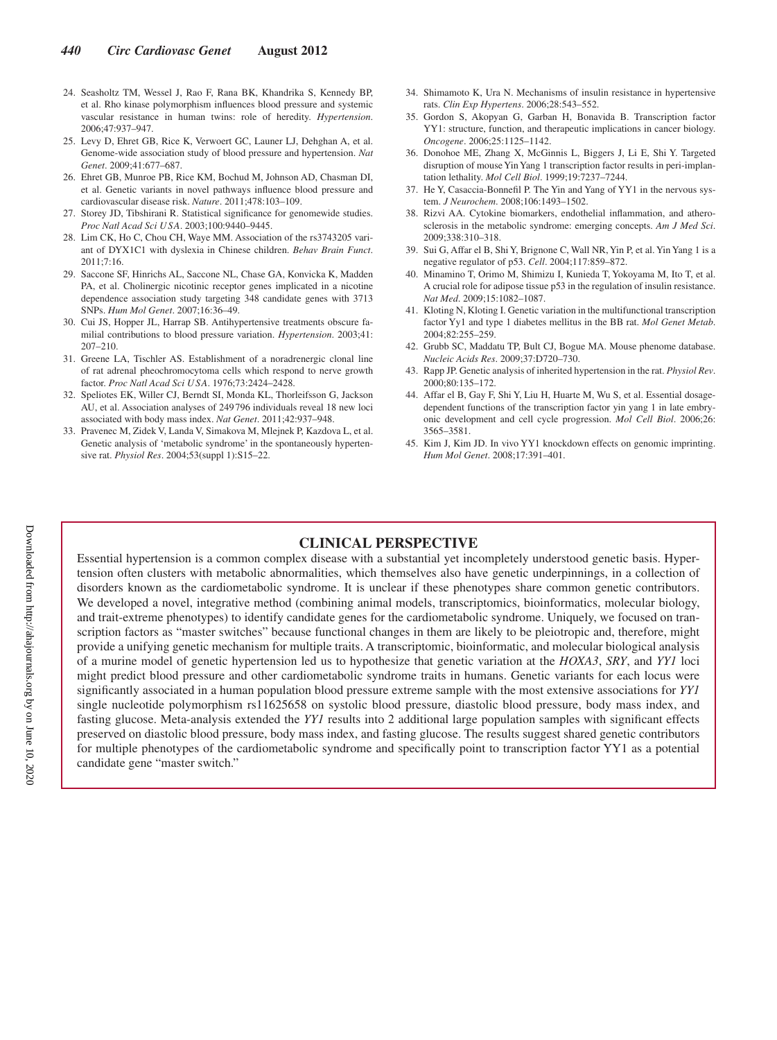24. Seasholtz TM, Wessel J, Rao F, Rana BK, Khandrika S, Kennedy BP, et al. Rho kinase polymorphism influences blood pressure and systemic vascular resistance in human twins: role of heredity. *Hypertension*. 2006;47:937–947.
25. Levy D, Ehret GB, Rice K, Verwoert GC, Launer LJ, Dehghan A, et al. Genome-wide association study of blood pressure and hypertension. *Nat Genet*. 2009;41:677–687.
26. Ehret GB, Munroe PB, Rice KM, Bochud M, Johnson AD, Chasman DI, et al. Genetic variants in novel pathways influence blood pressure and cardiovascular disease risk. *Nature*. 2011;478:103–109.
27. Storey JD, Tibshirani R. Statistical significance for genomewide studies. *Proc Natl Acad Sci USA*. 2003;100:9440–9445.
28. Lim CK, Ho C, Chou CH, Waye MM. Association of the rs3743205 variant of DYX1C1 with dyslexia in Chinese children. *Behav Brain Funct*. 2011;7:16.
29. Saccone SF, Hinrichs AL, Saccone NL, Chase GA, Konvicka K, Madden PA, et al. Cholinergic nicotinic receptor genes implicated in a nicotine dependence association study targeting 348 candidate genes with 3713 SNPs. *Hum Mol Genet*. 2007;16:36–49.
30. Cui JS, Hopper JL, Harrap SB. Antihypertensive treatments obscure familial contributions to blood pressure variation. *Hypertension*. 2003;41:207–210.
31. Greene LA, Tischler AS. Establishment of a noradrenergic clonal line of rat adrenal pheochromocytoma cells which respond to nerve growth factor. *Proc Natl Acad Sci USA*. 1976;73:2424–2428.
32. Speliotes EK, Willer CJ, Berndt SI, Monda KL, Thorleifsson G, Jackson AU, et al. Association analyses of 249796 individuals reveal 18 new loci associated with body mass index. *Nat Genet*. 2011;42:937–948.
33. Pravenec M, Zidek V, Landa V, Simakova M, Mlejnek P, Kazdova L, et al. Genetic analysis of 'metabolic syndrome' in the spontaneously hypertensive rat. *Physiol Res*. 2004;53(suppl 1):S15–22.
34. Shimamoto K, Ura N. Mechanisms of insulin resistance in hypertensive rats. *Clin Exp Hypertens*. 2006;28:543–552.
35. Gordon S, Akopyan G, Garban H, Bonavida B. Transcription factor YY1: structure, function, and therapeutic implications in cancer biology. *Oncogene*. 2006;25:1125–1142.
36. Donohoe ME, Zhang X, McGinnis L, Biggers J, Li E, Shi Y. Targeted disruption of mouse Yin Yang 1 transcription factor results in peri-implantation lethality. *Mol Cell Biol*. 1999;19:7237–7244.
37. He Y, Casaccia-Bonnefil P. The Yin and Yang of YY1 in the nervous system. *J Neurochem*. 2008;106:1493–1502.
38. Rizvi AA. Cytokine biomarkers, endothelial inflammation, and atherosclerosis in the metabolic syndrome: emerging concepts. *Am J Med Sci*. 2009;338:310–318.
39. Sui G, Affar el B, Shi Y, Brignone C, Wall NR, Yin P, et al. Yin Yang 1 is a negative regulator of p53. *Cell*. 2004;117:859–872.
40. Minamino T, Orimo M, Shimizu I, Kunieda T, Yokoyama M, Ito T, et al. A crucial role for adipose tissue p53 in the regulation of insulin resistance. *Nat Med*. 2009;15:1082–1087.
41. Kloting N, Kloting I. Genetic variation in the multifunctional transcription factor Yy1 and type 1 diabetes mellitus in the BB rat. *Mol Genet Metab*. 2004;82:255–259.
42. Grubb SC, Maddatu TP, Bult CJ, Bogue MA. Mouse phenome database. *Nucleic Acids Res*. 2009;37:D720–730.
43. Rapp JP. Genetic analysis of inherited hypertension in the rat. *Physiol Rev*. 2000;80:135–172.
44. Affar el B, Gay F, Shi Y, Liu H, Huarte M, Wu S, et al. Essential dosage-dependent functions of the transcription factor yin yang 1 in late embryonic development and cell cycle progression. *Mol Cell Biol*. 2006;26:3565–3581.
45. Kim J, Kim JD. In vivo YY1 knockdown effects on genomic imprinting. *Hum Mol Genet*. 2008;17:391–401.

## CLINICAL PERSPECTIVE

Essential hypertension is a common complex disease with a substantial yet incompletely understood genetic basis. Hypertension often clusters with metabolic abnormalities, which themselves also have genetic underpinnings, in a collection of disorders known as the cardiometabolic syndrome. It is unclear if these phenotypes share common genetic contributors. We developed a novel, integrative method (combining animal models, transcriptomics, bioinformatics, molecular biology, and trait-extreme phenotypes) to identify candidate genes for the cardiometabolic syndrome. Uniquely, we focused on transcription factors as "master switches" because functional changes in them are likely to be pleiotropic and, therefore, might provide a unifying genetic mechanism for multiple traits. A transcriptomic, bioinformatic, and molecular biological analysis of a murine model of genetic hypertension led us to hypothesize that genetic variation at the *HOXA3*, *SRY*, and *YY1* loci might predict blood pressure and other cardiometabolic syndrome traits in humans. Genetic variants for each locus were significantly associated in a human population blood pressure extreme sample with the most extensive associations for *YY1* single nucleotide polymorphism rs11625658 on systolic blood pressure, diastolic blood pressure, body mass index, and fasting glucose. Meta-analysis extended the *YY1* results into 2 additional large population samples with significant effects preserved on diastolic blood pressure, body mass index, and fasting glucose. The results suggest shared genetic contributors for multiple phenotypes of the cardiometabolic syndrome and specifically point to transcription factor YY1 as a potential candidate gene "master switch."